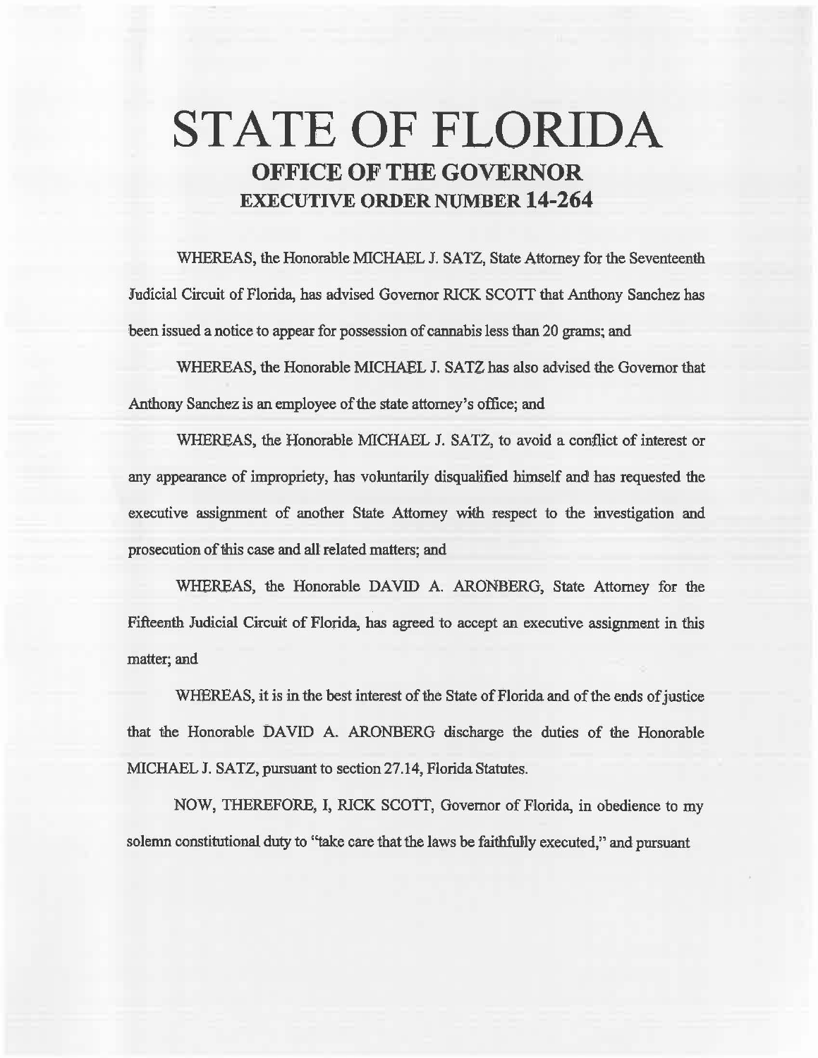# STATE OF FLORIDA

## OFFICE OF THE GOVERNOR

## EXECUTIVE ORDER NUMBER 14-264

WHEREAS, the Honorable MICHAEL J. SATZ, State Attorney for the Seventeenth Judicial Circuit of Florida, has advised Governor RICK SCOTT that Anthony Sanchez has been issued a notice to appear for possession of cannabis less than 20 grams; and

WHEREAS, the Honorable MICHAEL J. SATZ has also advised the Governor that Anthony Sanchez is an employee of the state attorney's office; and

WHEREAS, the Honorable MICHAEL J. SATZ, to avoid a conflict of interest or any appearance of impropriety, has voluntarily disqualified himself and has requested the executive assignment of another State Attorney with respect to the investigation and prosecution of this case and all related matters; and

WHEREAS, the Honorable DAVID A. ARONBERG, State Attorney for the Fifteenth Judicial Circuit of Florida, has agreed to accept an executive assignment in this matter; and

WHEREAS, it is in the best interest of the State of Florida and of the ends of justice that the Honorable DAVID A. ARONBERG discharge the duties of the Honorable MICHAEL J. SATZ, pursuant to section 27.14, Florida Statutes.

NOW, THEREFORE, I, RICK SCOTT, Governor of Florida, in obedience to my solemn constitutional duty to "take care that the laws be faithfully executed," and pursuant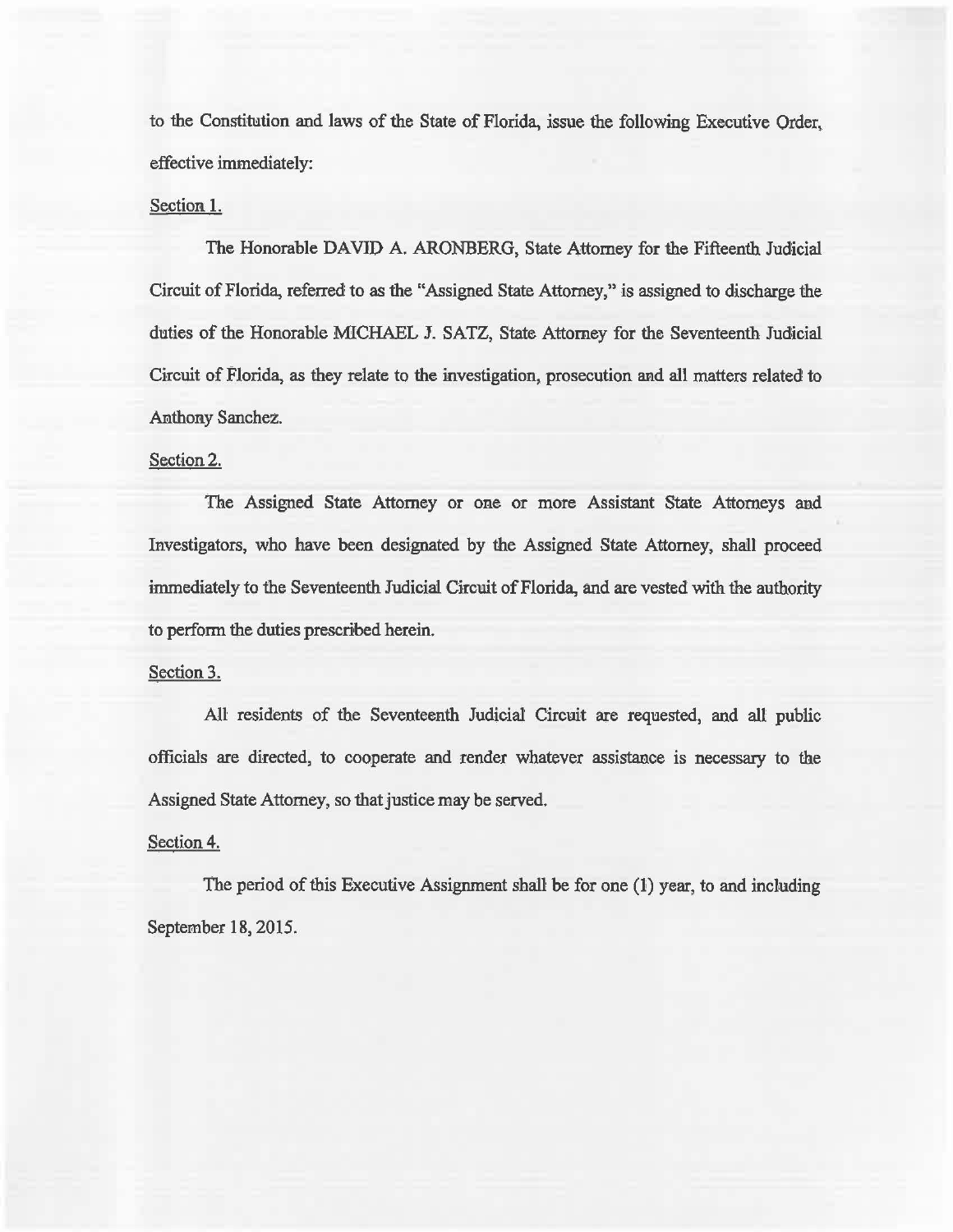to the Constitution and laws of the State of Florida, issue the following Executive Order, effective immediately:

<u>Section 1.</u>

The Honorable DAVID A. ARONBERG, State Attorney for the Fifteenth Judicial Circuit of Florida, referred to as the "Assigned State Attorney," is assigned to discharge the duties of the Honorable MICHAEL J. SATZ, State Attorney for the Seventeenth Judicial Circuit of Florida, as they relate to the investigation, prosecution and all matters related to Anthony Sanchez.

<u>Section 2.</u>

The Assigned State Attorney or one or more Assistant State Attorneys and Investigators, who have been designated by the Assigned State Attorney, shall proceed immediately to the Seventeenth Judicial Circuit of Florida, and are vested with the authority to perform the duties prescribed herein.

<u>Section 3.</u>

All residents of the Seventeenth Judicial Circuit are requested, and all public officials are directed, to cooperate and render whatever assistance is necessary to the Assigned State Attorney, so that justice may be served.

<u>Section 4.</u>

The period of this Executive Assignment shall be for one (1) year, to and including September 18, 2015.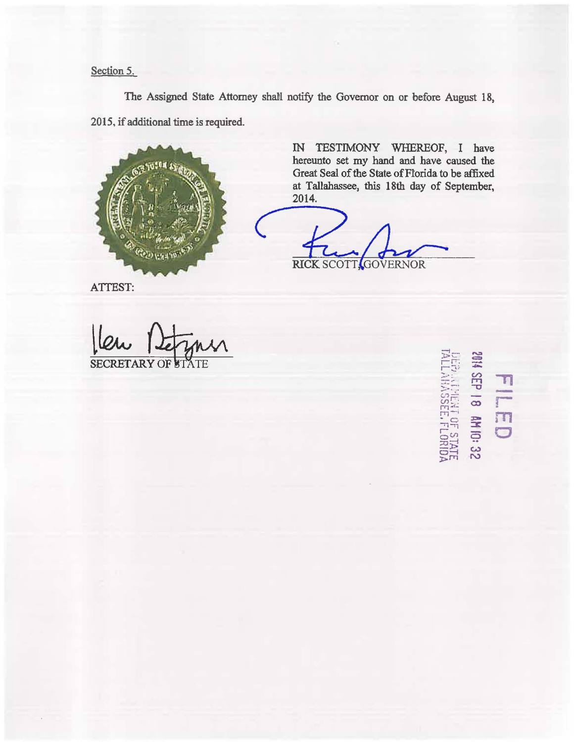Section 5.

The Assigned State Attorney shall notify the Governor on or before August 18, 2015, if additional time is required.

IN TESTIMONY WHEREOF, I have hereunto set my hand and have caused the Great Seal of the State of Florida to be affixed at Tallahassee, this 18th day of September, 2014.

RICK SCOTT, GOVERNOR

ATTEST:

SECRETARY OF STATE

FILED

2014 SEP 18 AM 10:32

DEPARTMENT OF STATE
TALLAHASSEE, FLORIDA